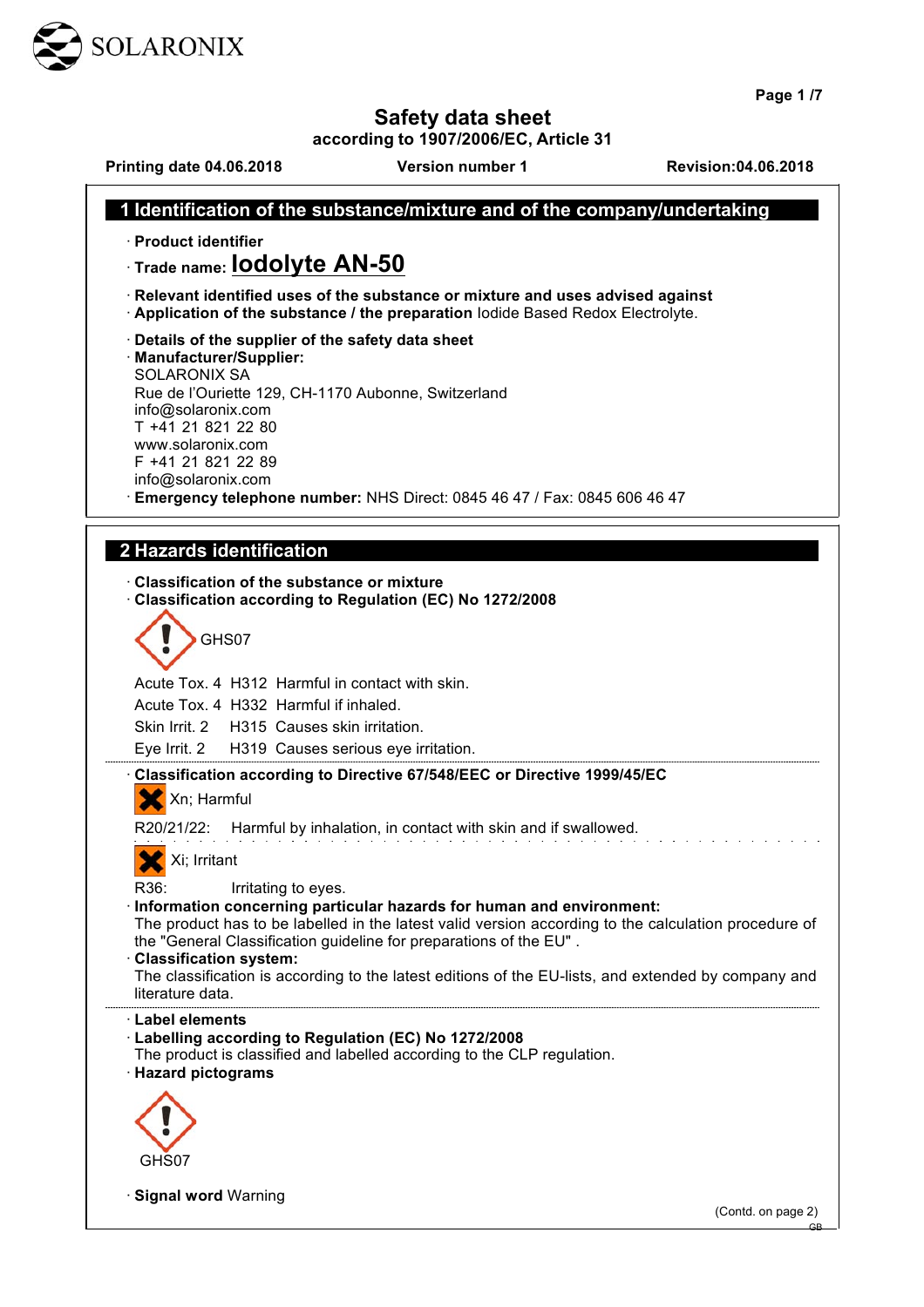# Safety data sheet

according to 1907/2006/EC, Article 31

**Printing date 04.06.2018** **Version number 1** **Revision:04.06.2018**

## 1 Identification of the substance/mixture and of the company/undertaking

· **Product identifier**

· **Trade name: Iodolyte AN-50**

· **Relevant identified uses of the substance or mixture and uses advised against**

· **Application of the substance / the preparation** Iodide Based Redox Electrolyte.

· **Details of the supplier of the safety data sheet**

· **Manufacturer/Supplier:**
SOLARONIX SA
Rue de l'Ouriette 129, CH-1170 Aubonne, Switzerland
info@solaronix.com
T +41 21 821 22 80
www.solaronix.com
F +41 21 821 22 89
info@solaronix.com

· **Emergency telephone number:** NHS Direct: 0845 46 47 / Fax: 0845 606 46 47

## 2 Hazards identification

· **Classification of the substance or mixture**

· **Classification according to Regulation (EC) No 1272/2008**

GHS07

Acute Tox. 4 H312 Harmful in contact with skin.

Acute Tox. 4 H332 Harmful if inhaled.

Skin Irrit. 2 H315 Causes skin irritation.

Eye Irrit. 2 H319 Causes serious eye irritation.

· **Classification according to Directive 67/548/EEC or Directive 1999/45/EC**

Xn; Harmful

R20/21/22: Harmful by inhalation, in contact with skin and if swallowed.

Xi; Irritant

R36: Irritating to eyes.

· **Information concerning particular hazards for human and environment:**
The product has to be labelled in the latest valid version according to the calculation procedure of the "General Classification guideline for preparations of the EU" .

· **Classification system:**
The classification is according to the latest editions of the EU-lists, and extended by company and literature data.

· **Label elements**

· **Labelling according to Regulation (EC) No 1272/2008**
The product is classified and labelled according to the CLP regulation.

· **Hazard pictograms**

GHS07

· **Signal word** Warning

(Contd. on page 2)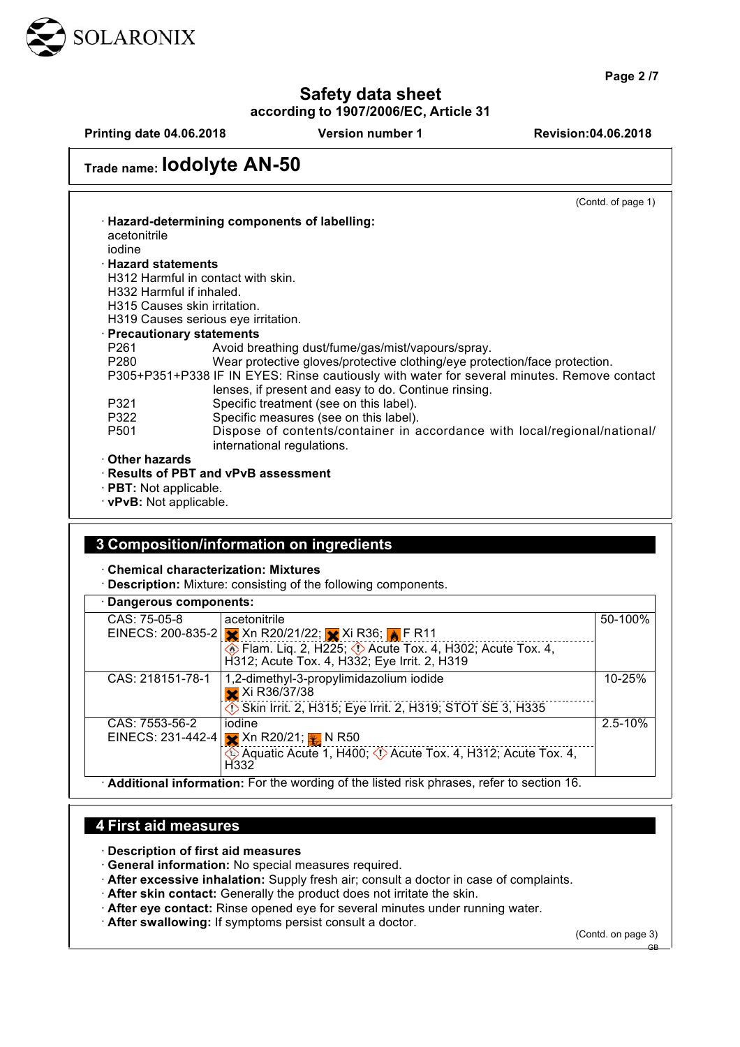# Safety data sheet

**according to 1907/2006/EC, Article 31**

**Printing date 04.06.2018** **Version number 1** **Revision:04.06.2018**

**Trade name: Iodolyte AN-50**

(Contd. of page 1)

· **Hazard-determining components of labelling:**
acetonitrile
iodine

· **Hazard statements**
H312 Harmful in contact with skin.
H332 Harmful if inhaled.
H315 Causes skin irritation.
H319 Causes serious eye irritation.

· **Precautionary statements**

| | |
|---|---|
| P261 | Avoid breathing dust/fume/gas/mist/vapours/spray. |
| P280 | Wear protective gloves/protective clothing/eye protection/face protection. |
| P305+P351+P338 | IF IN EYES: Rinse cautiously with water for several minutes. Remove contact lenses, if present and easy to do. Continue rinsing. |
| P321 | Specific treatment (see on this label). |
| P322 | Specific measures (see on this label). |
| P501 | Dispose of contents/container in accordance with local/regional/national/international regulations. |

· **Other hazards**
· **Results of PBT and vPvB assessment**
· **PBT:** Not applicable.
· **vPvB:** Not applicable.

## 3 Composition/information on ingredients

· **Chemical characterization: Mixtures**
· **Description:** Mixture: consisting of the following components.

· **Dangerous components:**

| | | |
|---|---|---|
| CAS: 75-05-8<br>EINECS: 200-835-2 | acetonitrile<br>Xn R20/21/22; Xi R36; F R11<br>Flam. Liq. 2, H225; Acute Tox. 4, H302; Acute Tox. 4, H312; Acute Tox. 4, H332; Eye Irrit. 2, H319 | 50-100% |
| CAS: 218151-78-1 | 1,2-dimethyl-3-propylimidazolium iodide<br>Xi R36/37/38<br>Skin Irrit. 2, H315; Eye Irrit. 2, H319; STOT SE 3, H335 | 10-25% |
| CAS: 7553-56-2<br>EINECS: 231-442-4 | iodine<br>Xn R20/21; N R50<br>Aquatic Acute 1, H400; Acute Tox. 4, H312; Acute Tox. 4, H332 | 2.5-10% |

· **Additional information:** For the wording of the listed risk phrases, refer to section 16.

## 4 First aid measures

· **Description of first aid measures**
· **General information:** No special measures required.
· **After excessive inhalation:** Supply fresh air; consult a doctor in case of complaints.
· **After skin contact:** Generally the product does not irritate the skin.
· **After eye contact:** Rinse opened eye for several minutes under running water.
· **After swallowing:** If symptoms persist consult a doctor.

(Contd. on page 3)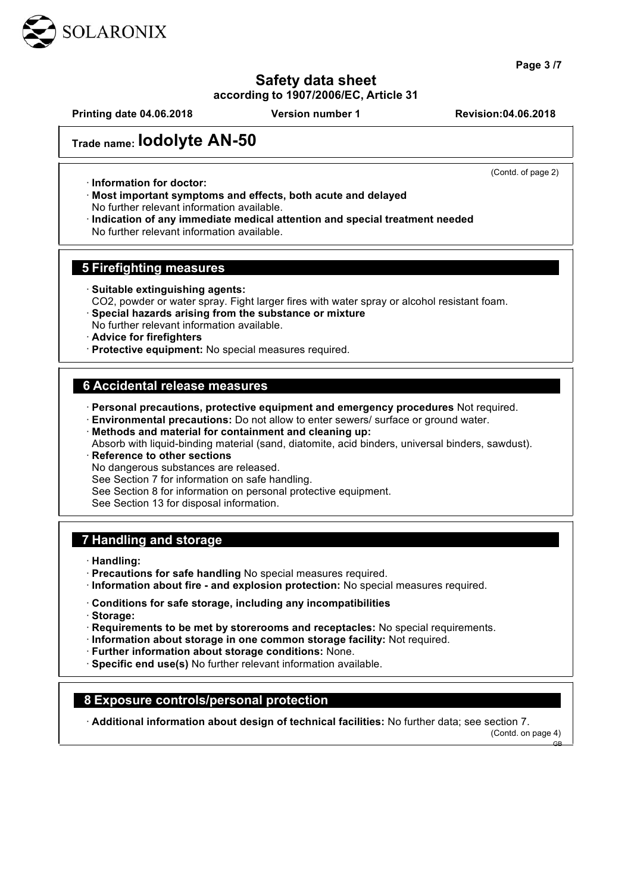# Safety data sheet

**according to 1907/2006/EC, Article 31**

**Printing date 04.06.2018** **Version number 1** **Revision:04.06.2018**

## Trade name: Iodolyte AN-50

(Contd. of page 2)

· **Information for doctor:**

· **Most important symptoms and effects, both acute and delayed**
No further relevant information available.

· **Indication of any immediate medical attention and special treatment needed**
No further relevant information available.

## 5 Firefighting measures

· **Suitable extinguishing agents:**
$CO_2$, powder or water spray. Fight larger fires with water spray or alcohol resistant foam.

· **Special hazards arising from the substance or mixture**
No further relevant information available.

· **Advice for firefighters**

· **Protective equipment:** No special measures required.

## 6 Accidental release measures

· **Personal precautions, protective equipment and emergency procedures** Not required.

· **Environmental precautions:** Do not allow to enter sewers/ surface or ground water.

· **Methods and material for containment and cleaning up:**
Absorb with liquid-binding material (sand, diatomite, acid binders, universal binders, sawdust).

· **Reference to other sections**
No dangerous substances are released.
See Section 7 for information on safe handling.
See Section 8 for information on personal protective equipment.
See Section 13 for disposal information.

## 7 Handling and storage

· **Handling:**

· **Precautions for safe handling** No special measures required.

· **Information about fire - and explosion protection:** No special measures required.

· **Conditions for safe storage, including any incompatibilities**

· **Storage:**

· **Requirements to be met by storerooms and receptacles:** No special requirements.

· **Information about storage in one common storage facility:** Not required.

· **Further information about storage conditions:** None.

· **Specific end use(s)** No further relevant information available.

## 8 Exposure controls/personal protection

· **Additional information about design of technical facilities:** No further data; see section 7.

(Contd. on page 4)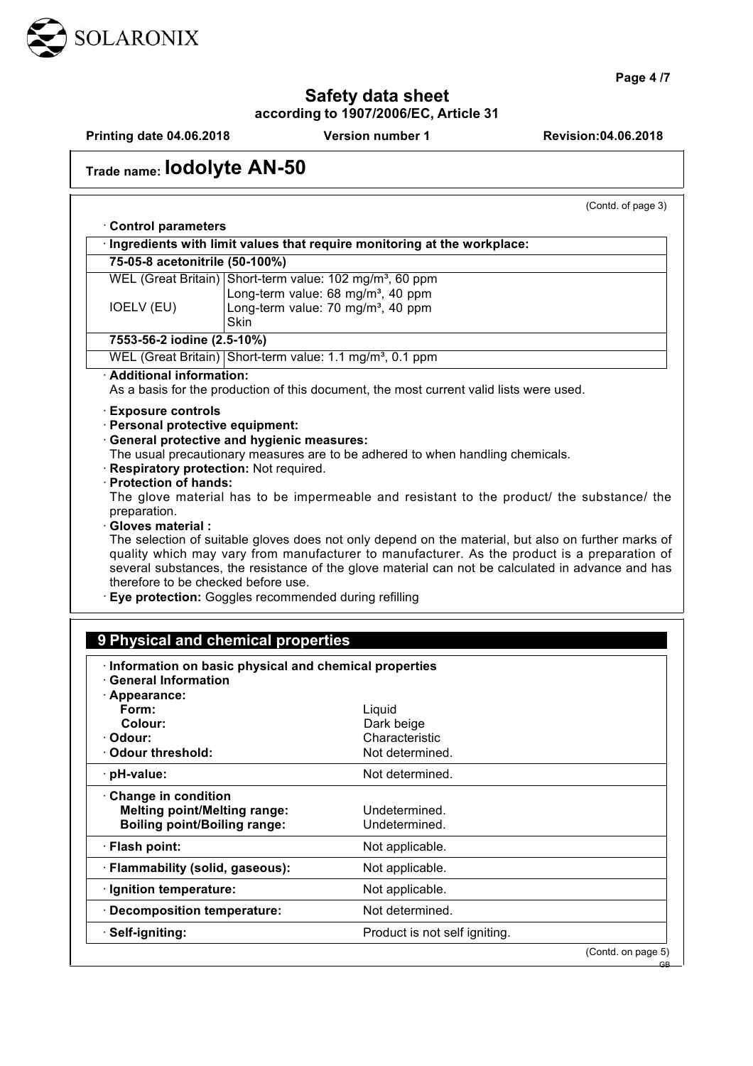# Safety data sheet

**according to 1907/2006/EC, Article 31**

**Printing date 04.06.2018** **Version number 1** **Revision:04.06.2018**

## Trade name: Iodolyte AN-50

(Contd. of page 3)

· **Control parameters**

| · Ingredients with limit values that require monitoring at the workplace: | |
|---|---|
| **75-05-8 acetonitrile (50-100%)** | |
| WEL (Great Britain) | Short-term value: 102 mg/m³, 60 ppm<br>Long-term value: 68 mg/m³, 40 ppm |
| IOELV (EU) | Long-term value: 70 mg/m³, 40 ppm<br>Skin |
| **7553-56-2 iodine (2.5-10%)** | |
| WEL (Great Britain) | Short-term value: 1.1 mg/m³, 0.1 ppm |

· **Additional information:**
As a basis for the production of this document, the most current valid lists were used.

· **Exposure controls**
· **Personal protective equipment:**
· **General protective and hygienic measures:**
The usual precautionary measures are to be adhered to when handling chemicals.
· **Respiratory protection:** Not required.
· **Protection of hands:**
The glove material has to be impermeable and resistant to the product/ the substance/ the preparation.
· **Gloves material :**
The selection of suitable gloves does not only depend on the material, but also on further marks of quality which may vary from manufacturer to manufacturer. As the product is a preparation of several substances, the resistance of the glove material can not be calculated in advance and has therefore to be checked before use.
· **Eye protection:** Goggles recommended during refilling

## 9 Physical and chemical properties

| · **Information on basic physical and chemical properties**<br>· **General Information**<br>· **Appearance:** | |
|---|---|
| **Form:** | Liquid |
| **Colour:** | Dark beige |
| · **Odour:** | Characteristic |
| · **Odour threshold:** | Not determined. |
| · **pH-value:** | Not determined. |
| · **Change in condition** | |
| **Melting point/Melting range:** | Undetermined. |
| **Boiling point/Boiling range:** | Undetermined. |
| · **Flash point:** | Not applicable. |
| · **Flammability (solid, gaseous):** | Not applicable. |
| · **Ignition temperature:** | Not applicable. |
| · **Decomposition temperature:** | Not determined. |
| · **Self-igniting:** | Product is not self igniting. |

(Contd. on page 5)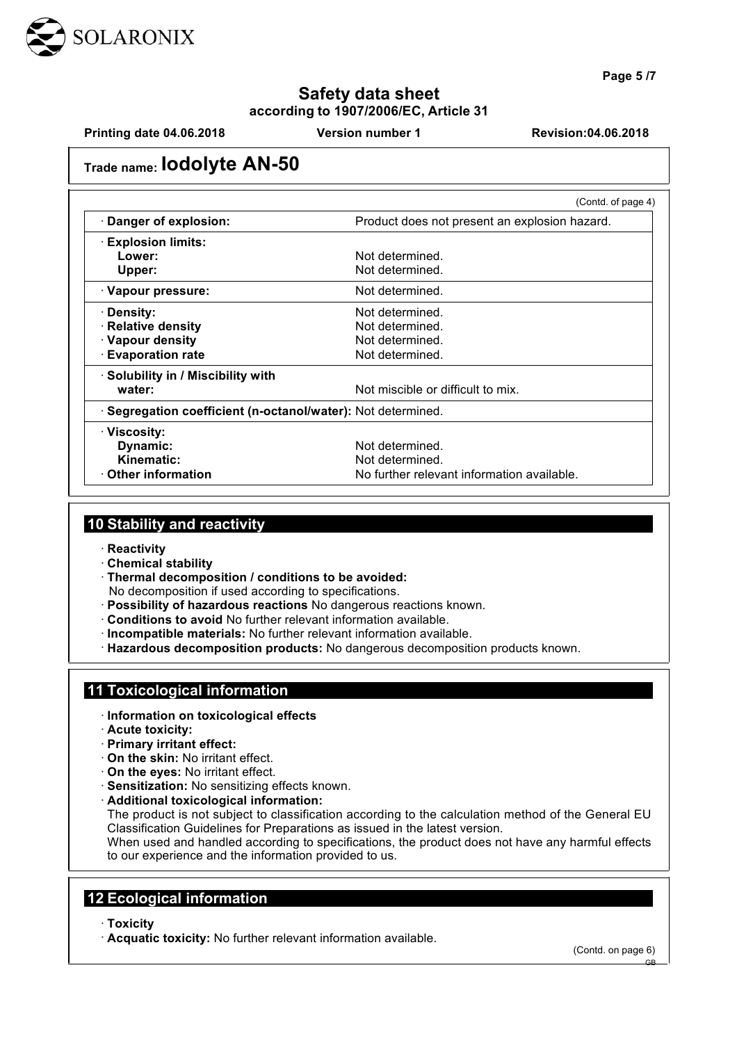# Trade name: Iodolyte AN-50

(Contd. of page 4)

| | |
|---|---|
| · **Danger of explosion:** | Product does not present an explosion hazard. |
| · **Explosion limits:** | |
| **Lower:** | Not determined. |
| **Upper:** | Not determined. |
| · **Vapour pressure:** | Not determined. |
| · **Density:** | Not determined. |
| · **Relative density** | Not determined. |
| · **Vapour density** | Not determined. |
| · **Evaporation rate** | Not determined. |
| · **Solubility in / Miscibility with water:** | Not miscible or difficult to mix. |
| · **Segregation coefficient (n-octanol/water):** | Not determined. |
| · **Viscosity:** | |
| **Dynamic:** | Not determined. |
| **Kinematic:** | Not determined. |
| · **Other information** | No further relevant information available. |

## 10 Stability and reactivity

- · **Reactivity**
- · **Chemical stability**
- · **Thermal decomposition / conditions to be avoided:**
  No decomposition if used according to specifications.
- · **Possibility of hazardous reactions** No dangerous reactions known.
- · **Conditions to avoid** No further relevant information available.
- · **Incompatible materials:** No further relevant information available.
- · **Hazardous decomposition products:** No dangerous decomposition products known.

## 11 Toxicological information

- · **Information on toxicological effects**
- · **Acute toxicity:**
- · **Primary irritant effect:**
- · **On the skin:** No irritant effect.
- · **On the eyes:** No irritant effect.
- · **Sensitization:** No sensitizing effects known.
- · **Additional toxicological information:**
  The product is not subject to classification according to the calculation method of the General EU Classification Guidelines for Preparations as issued in the latest version.
  When used and handled according to specifications, the product does not have any harmful effects to our experience and the information provided to us.

## 12 Ecological information

- · **Toxicity**
- · **Acquatic toxicity:** No further relevant information available.

(Contd. on page 6)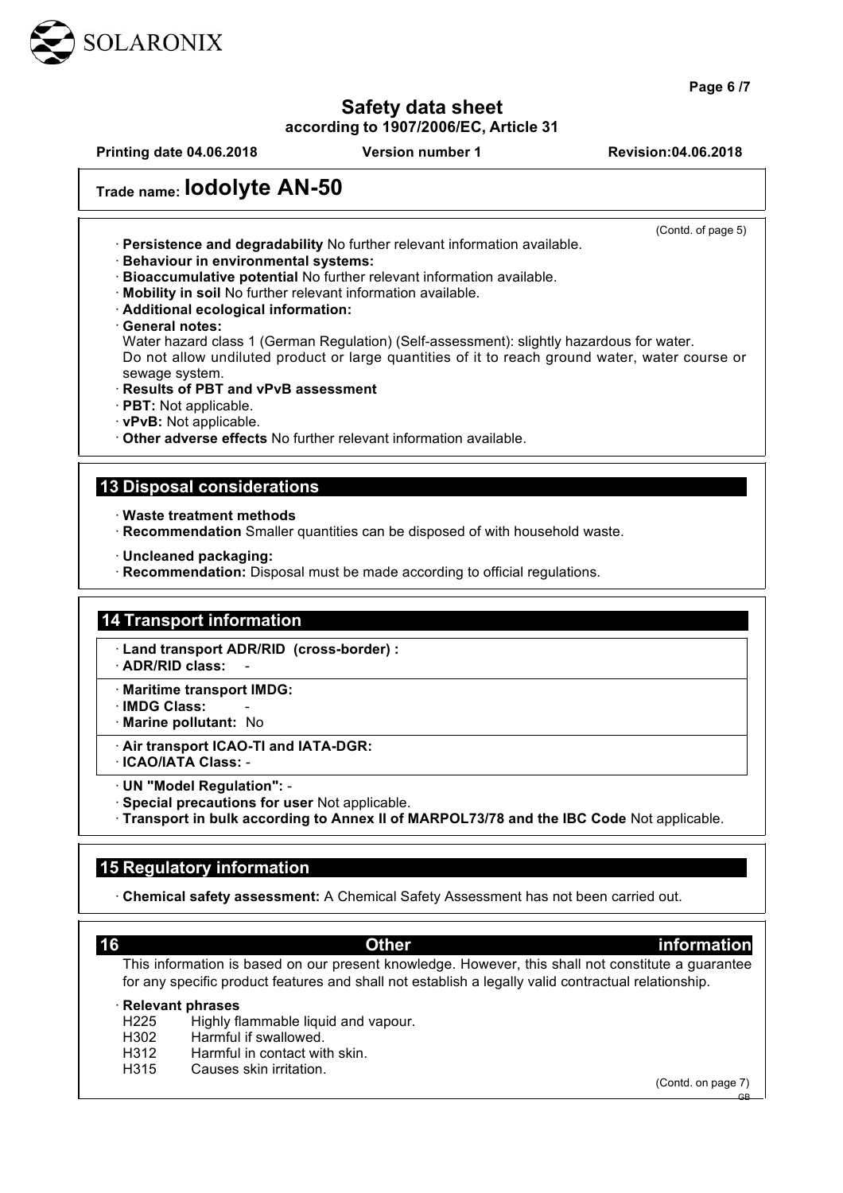(Contd. of page 5)

· **Persistence and degradability** No further relevant information available.
· **Behaviour in environmental systems:**
· **Bioaccumulative potential** No further relevant information available.
· **Mobility in soil** No further relevant information available.
· **Additional ecological information:**
· **General notes:**
Water hazard class 1 (German Regulation) (Self-assessment): slightly hazardous for water.
Do not allow undiluted product or large quantities of it to reach ground water, water course or sewage system.
· **Results of PBT and vPvB assessment**
· **PBT:** Not applicable.
· **vPvB:** Not applicable.
· **Other adverse effects** No further relevant information available.

## 13 Disposal considerations

· **Waste treatment methods**
· **Recommendation** Smaller quantities can be disposed of with household waste.

· **Uncleaned packaging:**
· **Recommendation:** Disposal must be made according to official regulations.

## 14 Transport information

· **Land transport ADR/RID (cross-border) :**
· **ADR/RID class:** -

· **Maritime transport IMDG:**
· **IMDG Class:** -
· **Marine pollutant:** No

· **Air transport ICAO-TI and IATA-DGR:**
· **ICAO/IATA Class:** -

· **UN "Model Regulation":** -
· **Special precautions for user** Not applicable.
· **Transport in bulk according to Annex II of MARPOL73/78 and the IBC Code** Not applicable.

## 15 Regulatory information

· **Chemical safety assessment:** A Chemical Safety Assessment has not been carried out.

## 16 Other information

This information is based on our present knowledge. However, this shall not constitute a guarantee for any specific product features and shall not establish a legally valid contractual relationship.

· **Relevant phrases**
H225 Highly flammable liquid and vapour.
H302 Harmful if swallowed.
H312 Harmful in contact with skin.
H315 Causes skin irritation.

(Contd. on page 7)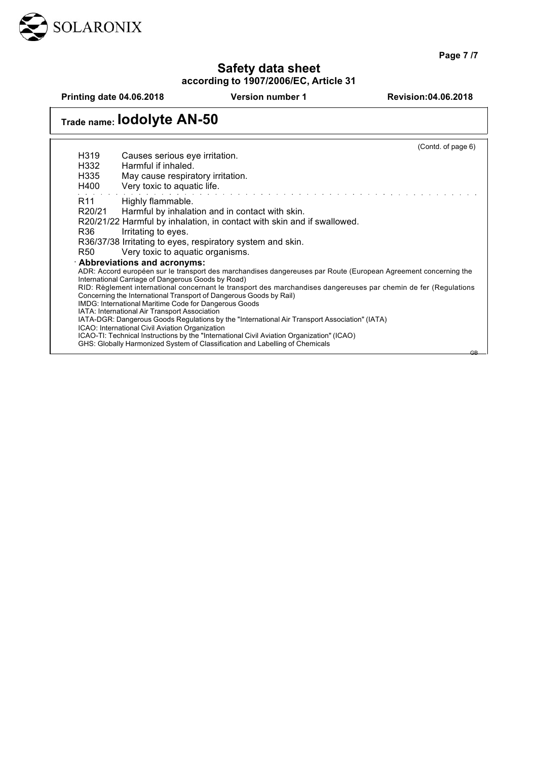(Contd. of page 6)

H319 Causes serious eye irritation.
H332 Harmful if inhaled.
H335 May cause respiratory irritation.
H400 Very toxic to aquatic life.

R11 Highly flammable.
R20/21 Harmful by inhalation and in contact with skin.
R20/21/22 Harmful by inhalation, in contact with skin and if swallowed.
R36 Irritating to eyes.
R36/37/38 Irritating to eyes, respiratory system and skin.
R50 Very toxic to aquatic organisms.

· **Abbreviations and acronyms:**

ADR: Accord européen sur le transport des marchandises dangereuses par Route (European Agreement concerning the International Carriage of Dangerous Goods by Road)
RID: Règlement international concernant le transport des marchandises dangereuses par chemin de fer (Regulations Concerning the International Transport of Dangerous Goods by Rail)
IMDG: International Maritime Code for Dangerous Goods
IATA: International Air Transport Association
IATA-DGR: Dangerous Goods Regulations by the "International Air Transport Association" (IATA)
ICAO: International Civil Aviation Organization
ICAO-TI: Technical Instructions by the "International Civil Aviation Organization" (ICAO)
GHS: Globally Harmonized System of Classification and Labelling of Chemicals